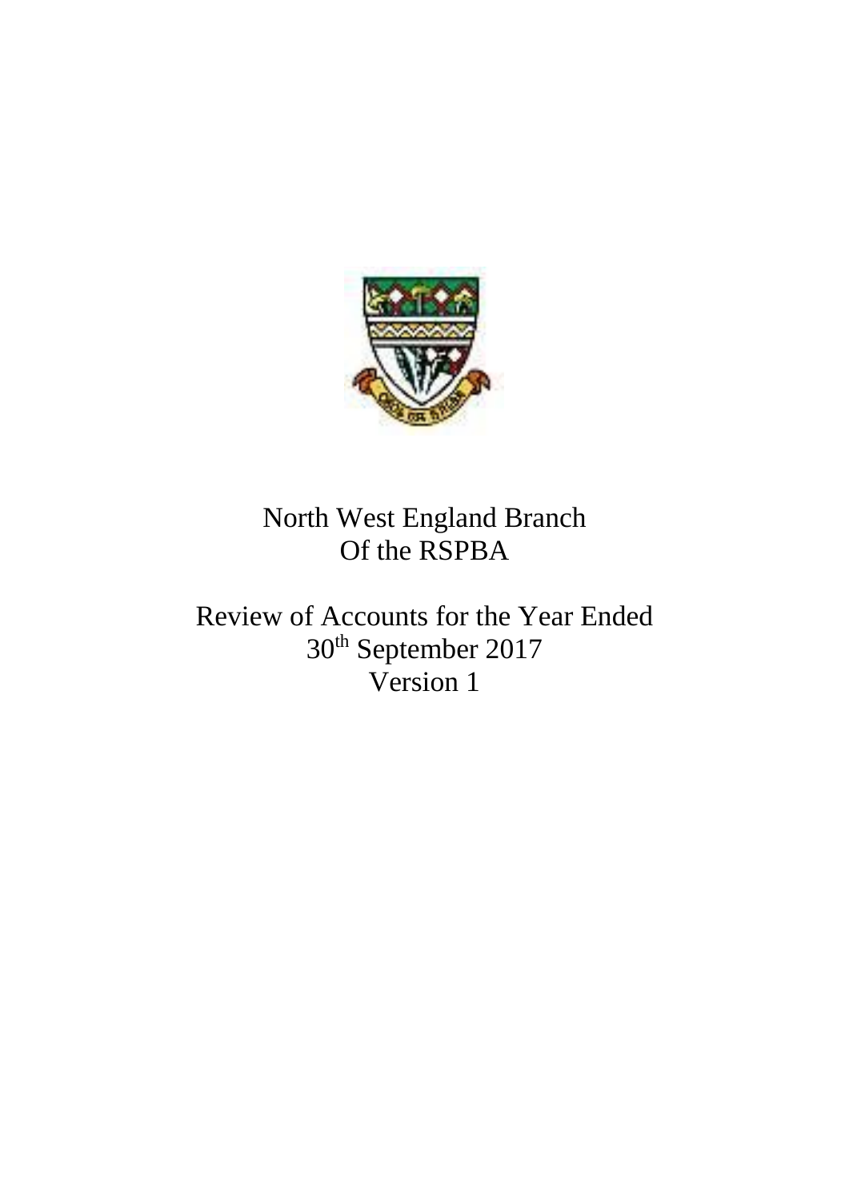# North West England Branch
# Of the RSPBA

## Review of Accounts for the Year Ended 30th September 2017
## Version 1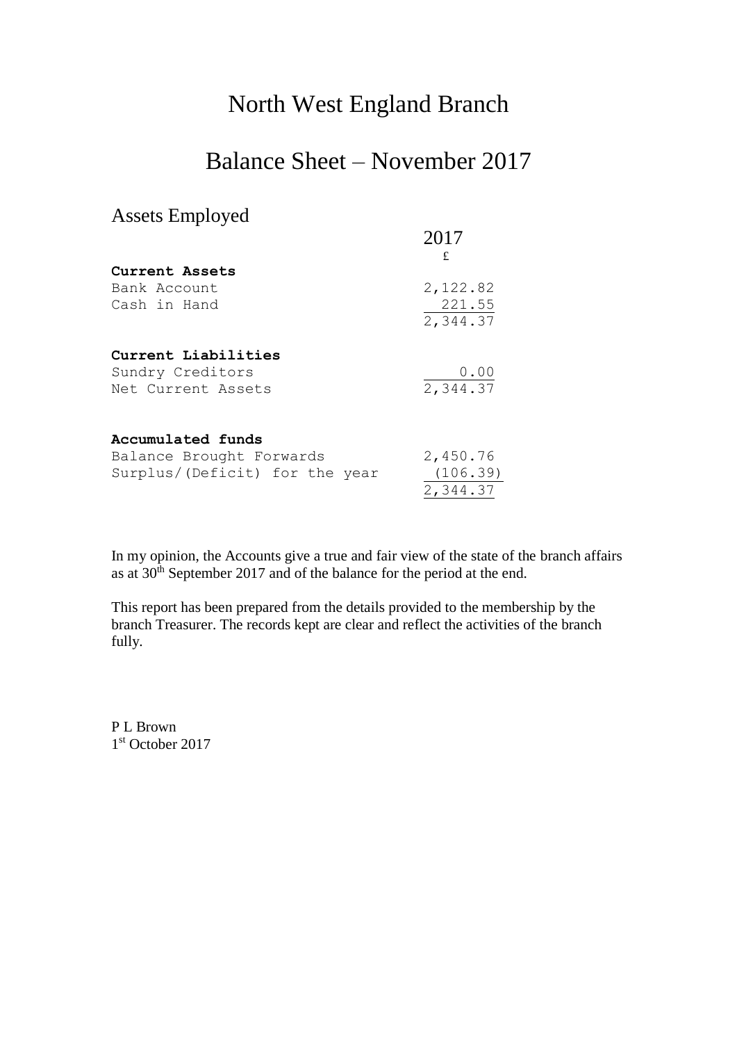# North West England Branch

# Balance Sheet – November 2017

## Assets Employed

| | 2017 |
|---|---|
| | £ |
| **Current Assets** | |
| Bank Account | 2,122.82 |
| Cash in Hand | 221.55 |
| | 2,344.37 |
| **Current Liabilities** | |
| Sundry Creditors | 0.00 |
| Net Current Assets | 2,344.37 |
| **Accumulated funds** | |
| Balance Brought Forwards | 2,450.76 |
| Surplus/(Deficit) for the year | (106.39) |
| | 2,344.37 |

In my opinion, the Accounts give a true and fair view of the state of the branch affairs as at 30th September 2017 and of the balance for the period at the end.

This report has been prepared from the details provided to the membership by the branch Treasurer. The records kept are clear and reflect the activities of the branch fully.

P L Brown
1st October 2017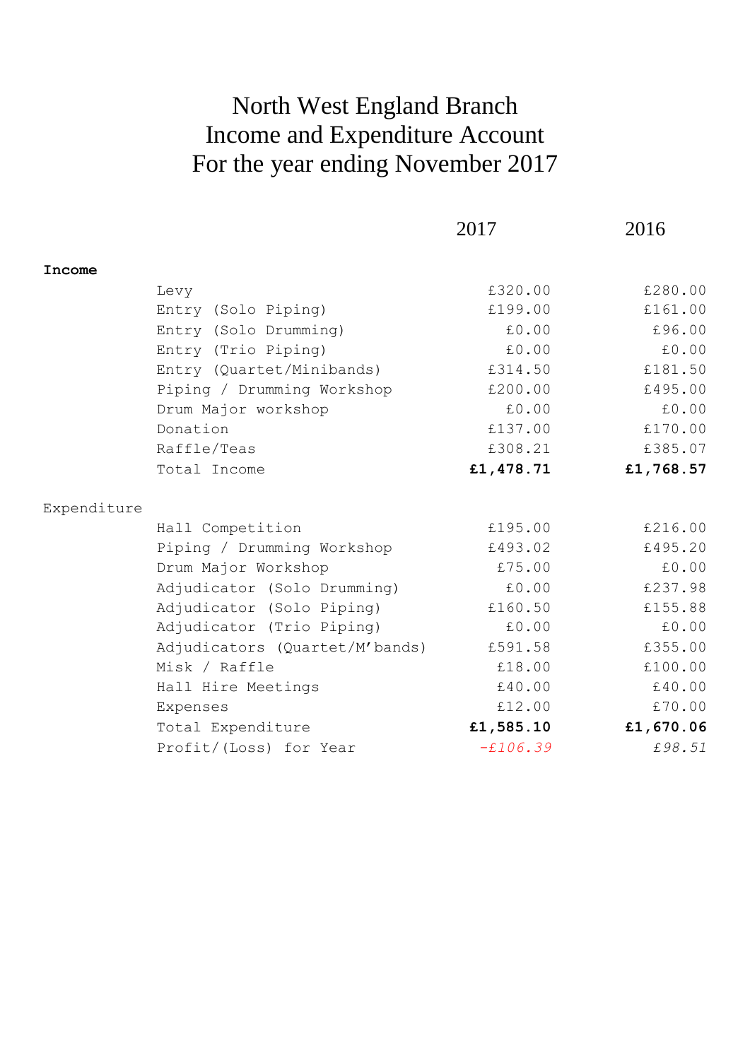# North West England Branch
# Income and Expenditure Account
# For the year ending November 2017

| | | 2017 | 2016 |
|---|---|---|---|
| **Income** | | | |
| | Levy | £320.00 | £280.00 |
| | Entry (Solo Piping) | £199.00 | £161.00 |
| | Entry (Solo Drumming) | £0.00 | £96.00 |
| | Entry (Trio Piping) | £0.00 | £0.00 |
| | Entry (Quartet/Minibands) | £314.50 | £181.50 |
| | Piping / Drumming Workshop | £200.00 | £495.00 |
| | Drum Major workshop | £0.00 | £0.00 |
| | Donation | £137.00 | £170.00 |
| | Raffle/Teas | £308.21 | £385.07 |
| | Total Income | **£1,478.71** | **£1,768.57** |
| Expenditure | | | |
| | Hall Competition | £195.00 | £216.00 |
| | Piping / Drumming Workshop | £493.02 | £495.20 |
| | Drum Major Workshop | £75.00 | £0.00 |
| | Adjudicator (Solo Drumming) | £0.00 | £237.98 |
| | Adjudicator (Solo Piping) | £160.50 | £155.88 |
| | Adjudicator (Trio Piping) | £0.00 | £0.00 |
| | Adjudicators (Quartet/M'bands) | £591.58 | £355.00 |
| | Misk / Raffle | £18.00 | £100.00 |
| | Hall Hire Meetings | £40.00 | £40.00 |
| | Expenses | £12.00 | £70.00 |
| | Total Expenditure | **£1,585.10** | **£1,670.06** |
| | Profit/(Loss) for Year | *-£106.39* | *£98.51* |